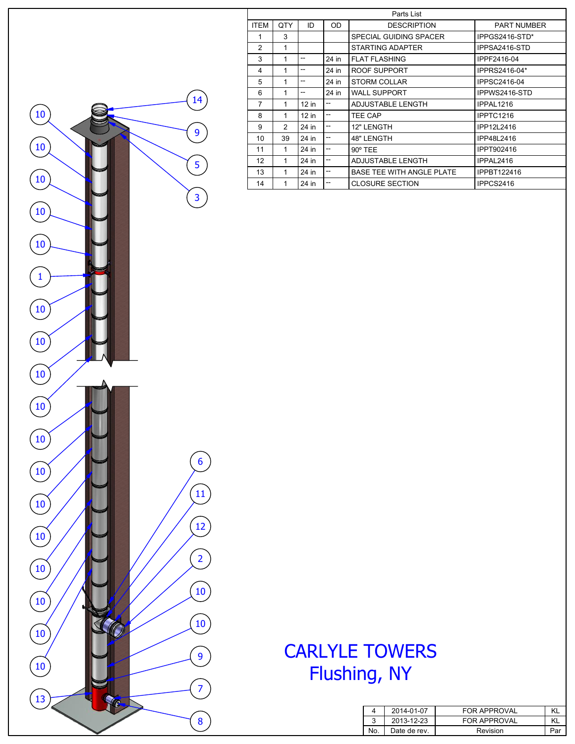**Parts List**

| ITEM | QTY | ID | OD | DESCRIPTION | PART NUMBER |
|---|---|---|---|---|---|
| 1 | 3 | | | SPECIAL GUIDING SPACER | IPPGS2416-STD* |
| 2 | 1 | | | STARTING ADAPTER | IPPSA2416-STD |
| 3 | 1 | -- | 24 in | FLAT FLASHING | IPPF2416-04 |
| 4 | 1 | -- | 24 in | ROOF SUPPORT | IPPRS2416-04* |
| 5 | 1 | -- | 24 in | STORM COLLAR | IPPSC2416-04 |
| 6 | 1 | -- | 24 in | WALL SUPPORT | IPPWS2416-STD |
| 7 | 1 | 12 in | -- | ADJUSTABLE LENGTH | IPPAL1216 |
| 8 | 1 | 12 in | -- | TEE CAP | IPPTC1216 |
| 9 | 2 | 24 in | -- | 12" LENGTH | IPP12L2416 |
| 10 | 39 | 24 in | -- | 48" LENGTH | IPP48L2416 |
| 11 | 1 | 24 in | -- | 90º TEE | IPPT902416 |
| 12 | 1 | 24 in | -- | ADJUSTABLE LENGTH | IPPAL2416 |
| 13 | 1 | 24 in | -- | BASE TEE WITH ANGLE PLATE | IPPBT122416 |
| 14 | 1 | 24 in | -- | CLOSURE SECTION | IPPCS2416 |

# CARLYLE TOWERS
# Flushing, NY

| No. | Date de rev. | Revision | Par |
|---|---|---|---|
| 4 | 2014-01-07 | FOR APPROVAL | KL |
| 3 | 2013-12-23 | FOR APPROVAL | KL |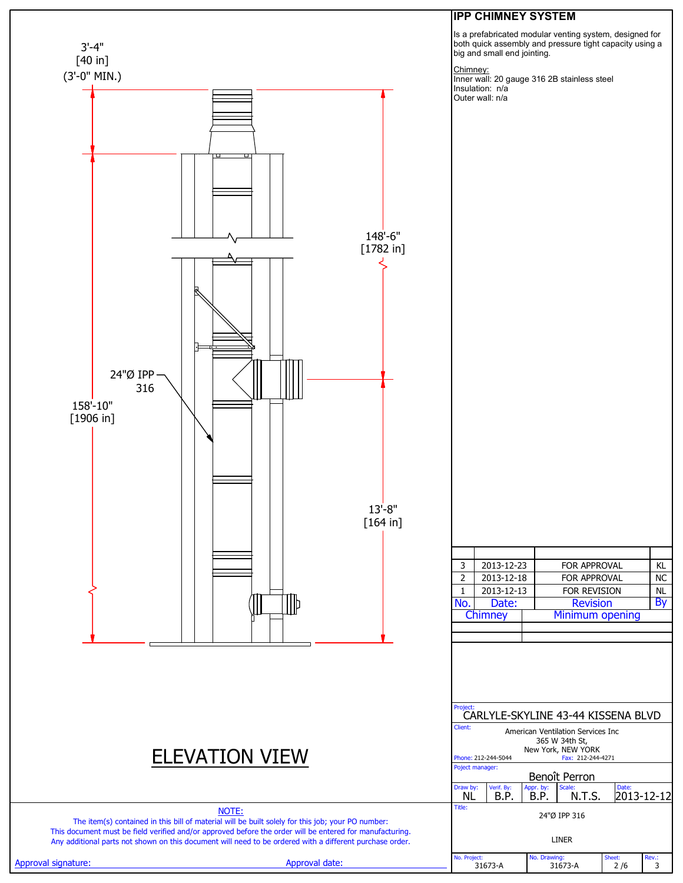3'-4"
[40 in]
(3'-0" MIN.)

148'-6"
[1782 in]

24"Ø IPP 316

158'-10"
[1906 in]

13'-8"
[164 in]

## ELEVATION VIEW

## IPP CHIMNEY SYSTEM

Is a prefabricated modular venting system, designed for both quick assembly and pressure tight capacity using a big and small end jointing.

Chimney:
Inner wall: 20 gauge 316 2B stainless steel
Insulation: n/a
Outer wall: n/a

| No. | Date: | Revision | By |
|---|---|---|---|
| 3 | 2013-12-23 | FOR APPROVAL | KL |
| 2 | 2013-12-18 | FOR APPROVAL | NC |
| 1 | 2013-12-13 | FOR REVISION | NL |

| Chimney | Minimum opening |
|---|---|
| | |
| | |

Project: CARLYLE-SKYLINE 43-44 KISSENA BLVD

Client: American Ventilation Services Inc
365 W 34th St,
New York, NEW YORK
Phone: 212-244-5044 Fax: 212-244-4271

Poject manager: Benoît Perron

| Draw by: | Verif. By: | Appr. by: | Scale: | Date: |
|---|---|---|---|---|
| NL | B.P. | B.P. | N.T.S. | 2013-12-12 |

Title: 24"Ø IPP 316

LINER

| No. Project: | No. Drawing: | Sheet: | Rev.: |
|---|---|---|---|
| 31673-A | 31673-A | 2 /6 | 3 |

NOTE:
The item(s) contained in this bill of material will be built solely for this job; your PO number:
This document must be field verified and/or approved before the order will be entered for manufacturing.
Any additional parts not shown on this document will need to be ordered with a different purchase order.

Approval signature: Approval date: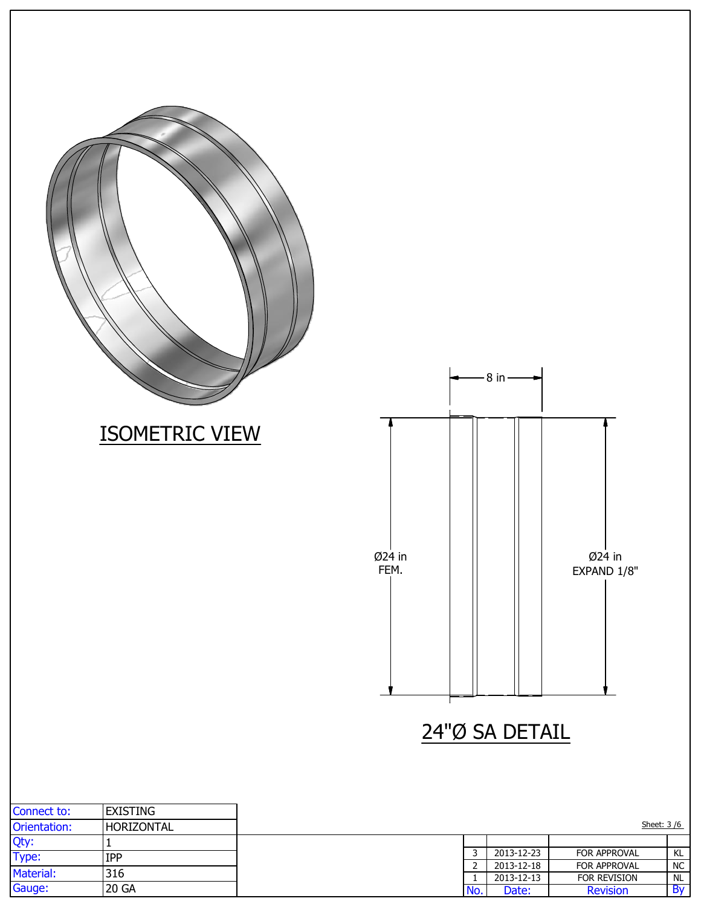ISOMETRIC VIEW

8 in

Ø24 in
FEM.

Ø24 in
EXPAND 1/8"

24"Ø SA DETAIL

| Connect to: | EXISTING |
| --- | --- |
| Orientation: | HORIZONTAL |
| Qty: | 1 |
| Type: | IPP |
| Material: | 316 |
| Gauge: | 20 GA |

Sheet: 3 /6

| No. | Date: | Revision | By |
| --- | --- | --- | --- |
| | | | |
| 3 | 2013-12-23 | FOR APPROVAL | KL |
| 2 | 2013-12-18 | FOR APPROVAL | NC |
| 1 | 2013-12-13 | FOR REVISION | NL |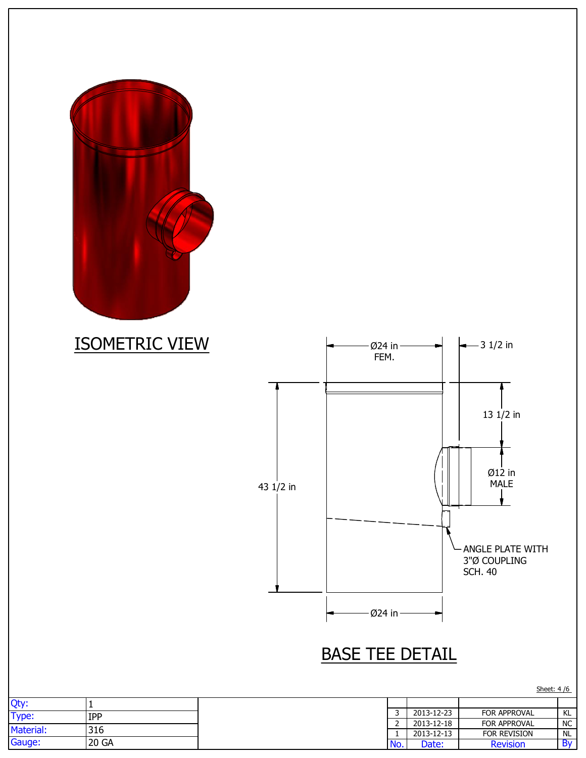## ISOMETRIC VIEW

## BASE TEE DETAIL

Ø24 in FEM.

3 1/2 in

13 1/2 in

Ø12 in MALE

43 1/2 in

ANGLE PLATE WITH 3"Ø COUPLING SCH. 40

Ø24 in

| Qty: | 1 |
|---|---|
| Type: | IPP |
| Material: | 316 |
| Gauge: | 20 GA |

| No. | Date: | Revision | By |
|---|---|---|---|
| 3 | 2013-12-23 | FOR APPROVAL | KL |
| 2 | 2013-12-18 | FOR APPROVAL | NC |
| 1 | 2013-12-13 | FOR REVISION | NL |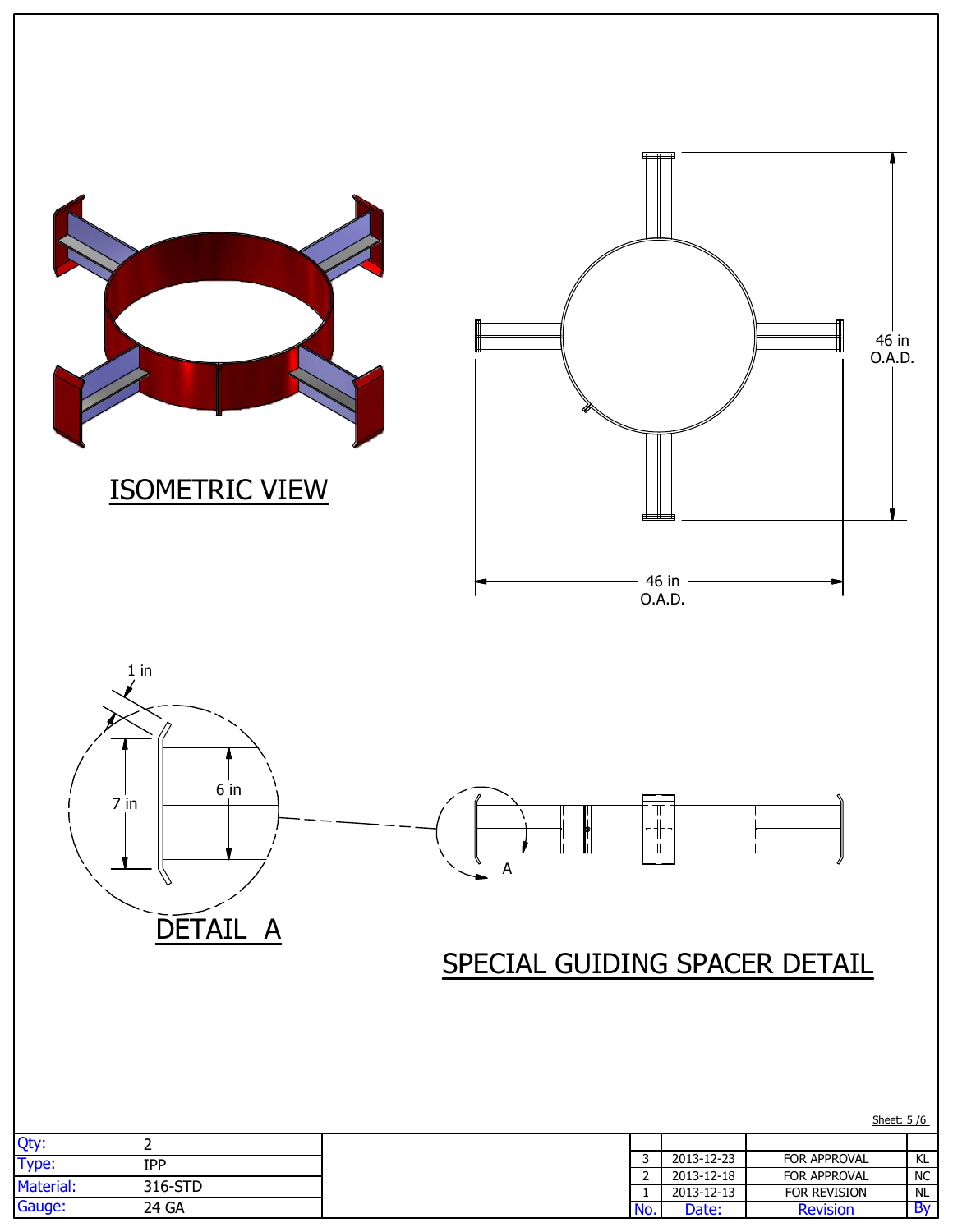ISOMETRIC VIEW

46 in
O.A.D.

46 in
O.A.D.

1 in

7 in

6 in

DETAIL A

A

SPECIAL GUIDING SPACER DETAIL

Sheet: 5 /6

| Qty: | 2 |
| --- | --- |
| Type: | IPP |
| Material: | 316-STD |
| Gauge: | 24 GA |

| No. | Date: | Revision | By |
| --- | --- | --- | --- |
| 3 | 2013-12-23 | FOR APPROVAL | KL |
| 2 | 2013-12-18 | FOR APPROVAL | NC |
| 1 | 2013-12-13 | FOR REVISION | NL |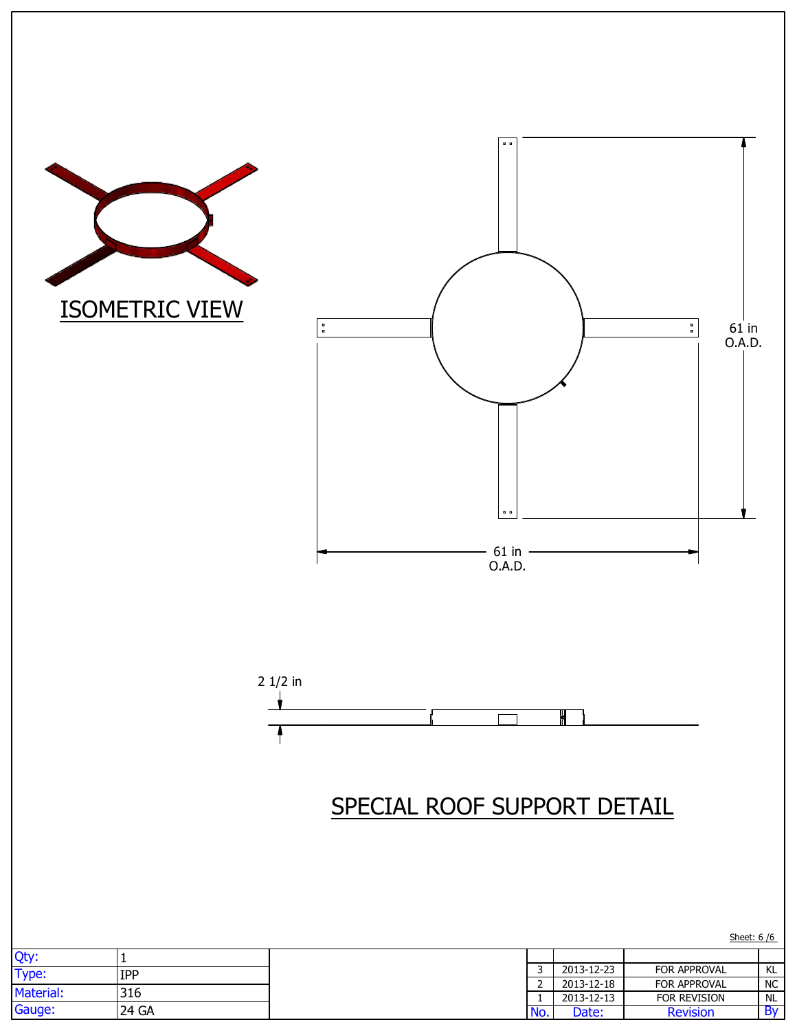ISOMETRIC VIEW

61 in
O.A.D.

61 in
O.A.D.

2 1/2 in

## SPECIAL ROOF SUPPORT DETAIL

Sheet: 6 /6

| | |
|---|---|
| Qty: | 1 |
| Type: | IPP |
| Material: | 316 |
| Gauge: | 24 GA |

| No. | Date: | Revision | By |
|---|---|---|---|
| 3 | 2013-12-23 | FOR APPROVAL | KL |
| 2 | 2013-12-18 | FOR APPROVAL | NC |
| 1 | 2013-12-13 | FOR REVISION | NL |